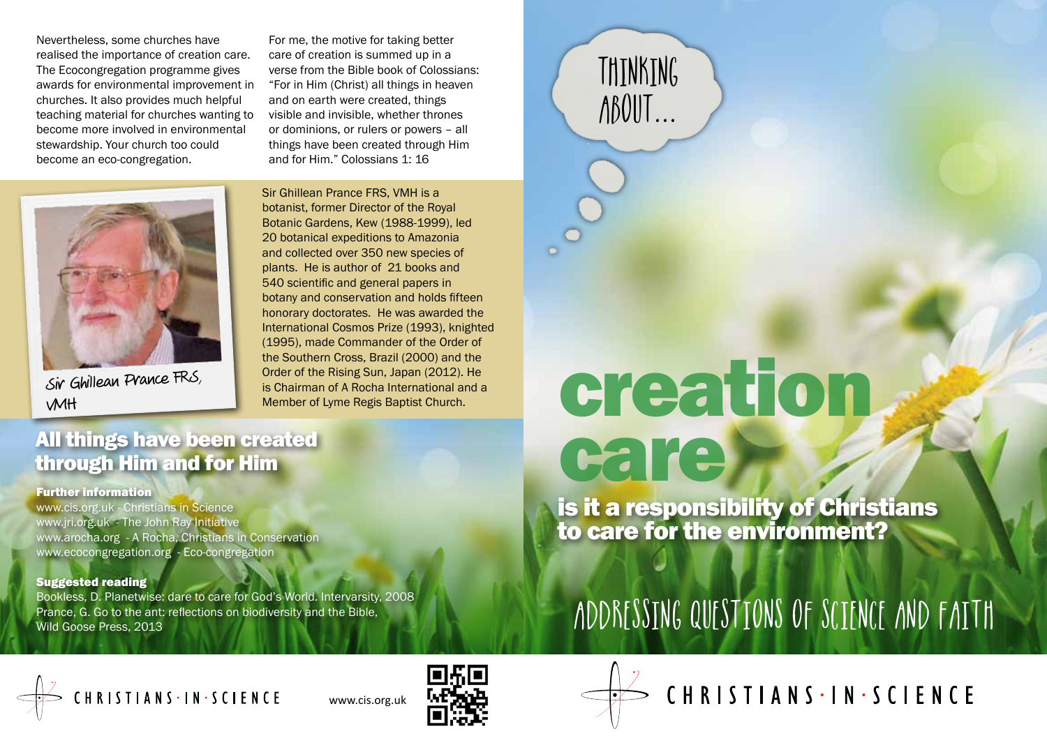Nevertheless, some churches have realised the importance of creation care. The Ecocongregation programme gives awards for environmental improvement in churches. It also provides much helpful teaching material for churches wanting to become more involved in environmental stewardship. Your church too could become an eco-congregation.

For me, the motive for taking better care of creation is summed up in a verse from the Bible book of Colossians: "For in Him (Christ) all things in heaven and on earth were created, things visible and invisible, whether thrones or dominions, or rulers or powers – all things have been created through Him and for Him." Colossians 1: 16

Sir Ghillean Prance FRS, VMH

Sir Ghillean Prance FRS, VMH is a botanist, former Director of the Royal Botanic Gardens, Kew (1988-1999), led 20 botanical expeditions to Amazonia and collected over 350 new species of plants. He is author of 21 books and 540 scientific and general papers in botany and conservation and holds fifteen honorary doctorates. He was awarded the International Cosmos Prize (1993), knighted (1995), made Commander of the Order of the Southern Cross, Brazil (2000) and the Order of the Rising Sun, Japan (2012). He is Chairman of A Rocha International and a Member of Lyme Regis Baptist Church.

## All things have been created through Him and for Him

**Further information**

www.cis.org.uk - Christians in Science
www.jri.org.uk - The John Ray Initiative
www.arocha.org - A Rocha, Christians in Conservation
www.ecocongregation.org - Eco-congregation

**Suggested reading**

Bookless, D. Planetwise: dare to care for God's World. Intervarsity, 2008
Prance, G. Go to the ant: reflections on biodiversity and the Bible, Wild Goose Press, 2013

CHRISTIANS · IN · SCIENCE

www.cis.org.uk

THINKING ABOUT...

# creation care

## is it a responsibility of Christians to care for the environment?

ADDRESSING QUESTIONS OF SCIENCE AND FAITH

CHRISTIANS · IN · SCIENCE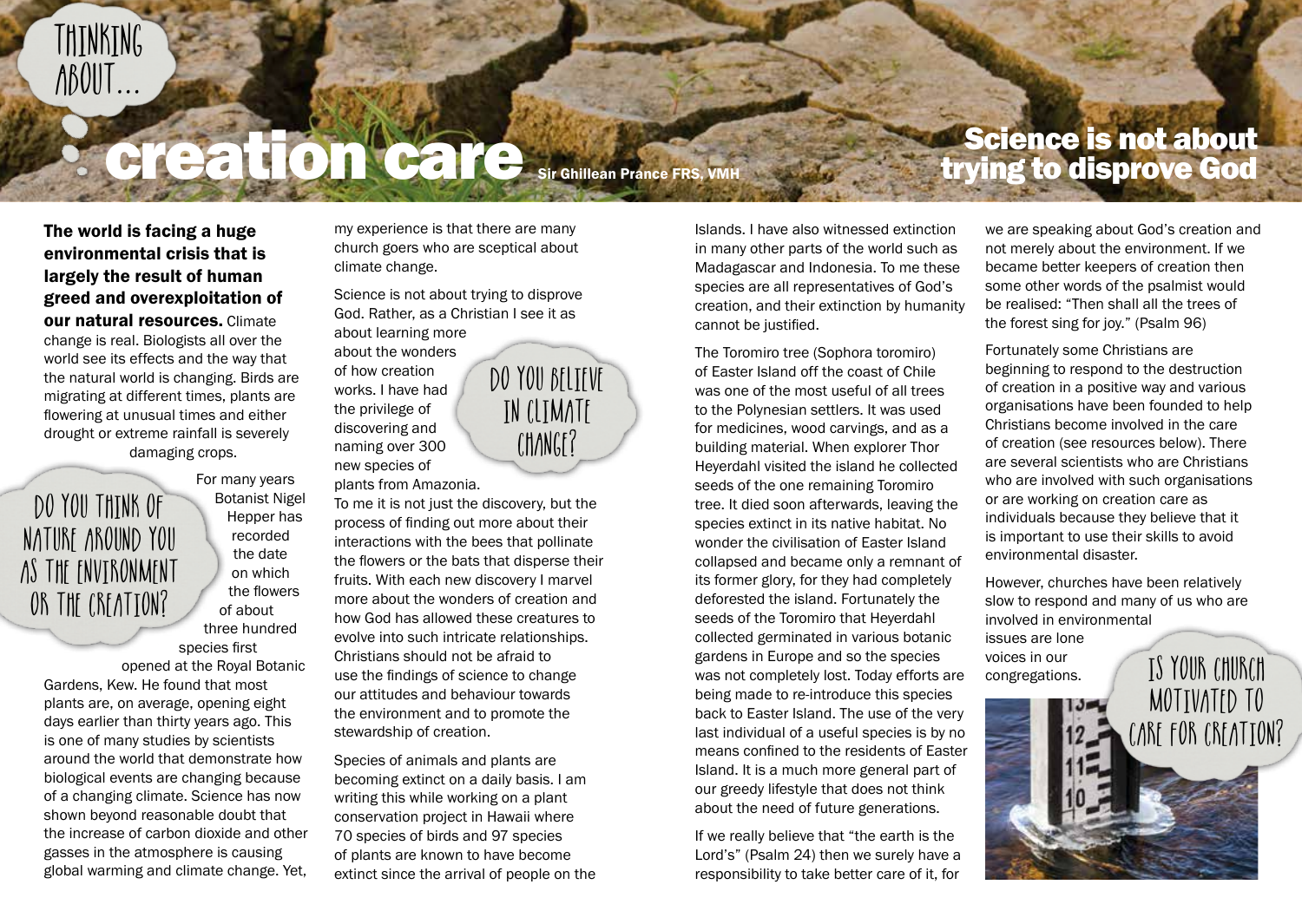THINKING ABOUT...

# creation care

Sir Ghillean Prance FRS, VMH

## Science is not about trying to disprove God

**The world is facing a huge environmental crisis that is largely the result of human greed and overexploitation of our natural resources.** Climate change is real. Biologists all over the world see its effects and the way that the natural world is changing. Birds are migrating at different times, plants are flowering at unusual times and either drought or extreme rainfall is severely damaging crops.

DO YOU THINK OF NATURE AROUND YOU AS THE ENVIRONMENT OR THE CREATION?

For many years Botanist Nigel Hepper has recorded the date on which the flowers of about three hundred species first opened at the Royal Botanic Gardens, Kew. He found that most plants are, on average, opening eight days earlier than thirty years ago. This is one of many studies by scientists around the world that demonstrate how biological events are changing because of a changing climate. Science has now shown beyond reasonable doubt that the increase of carbon dioxide and other gasses in the atmosphere is causing global warming and climate change. Yet, my experience is that there are many church goers who are sceptical about climate change.

Science is not about trying to disprove God. Rather, as a Christian I see it as about learning more about the wonders of how creation works. I have had the privilege of discovering and naming over 300 new species of plants from Amazonia.

DO YOU BELIEVE IN CLIMATE CHANGE?

To me it is not just the discovery, but the process of finding out more about their interactions with the bees that pollinate the flowers or the bats that disperse their fruits. With each new discovery I marvel more about the wonders of creation and how God has allowed these creatures to evolve into such intricate relationships. Christians should not be afraid to use the findings of science to change our attitudes and behaviour towards the environment and to promote the stewardship of creation.

Species of animals and plants are becoming extinct on a daily basis. I am writing this while working on a plant conservation project in Hawaii where 70 species of birds and 97 species of plants are known to have become extinct since the arrival of people on the Islands. I have also witnessed extinction in many other parts of the world such as Madagascar and Indonesia. To me these species are all representatives of God's creation, and their extinction by humanity cannot be justified.

The Toromiro tree (Sophora toromiro) of Easter Island off the coast of Chile was one of the most useful of all trees to the Polynesian settlers. It was used for medicines, wood carvings, and as a building material. When explorer Thor Heyerdahl visited the island he collected seeds of the one remaining Toromiro tree. It died soon afterwards, leaving the species extinct in its native habitat. No wonder the civilisation of Easter Island collapsed and became only a remnant of its former glory, for they had completely deforested the island. Fortunately the seeds of the Toromiro that Heyerdahl collected germinated in various botanic gardens in Europe and so the species was not completely lost. Today efforts are being made to re-introduce this species back to Easter Island. The use of the very last individual of a useful species is by no means confined to the residents of Easter Island. It is a much more general part of our greedy lifestyle that does not think about the need of future generations.

If we really believe that "the earth is the Lord's" (Psalm 24) then we surely have a responsibility to take better care of it, for we are speaking about God's creation and not merely about the environment. If we became better keepers of creation then some other words of the psalmist would be realised: "Then shall all the trees of the forest sing for joy." (Psalm 96)

Fortunately some Christians are beginning to respond to the destruction of creation in a positive way and various organisations have been founded to help Christians become involved in the care of creation (see resources below). There are several scientists who are Christians who are involved with such organisations or are working on creation care as individuals because they believe that it is important to use their skills to avoid environmental disaster.

However, churches have been relatively slow to respond and many of us who are involved in environmental issues are lone voices in our congregations.

IS YOUR CHURCH MOTIVATED TO CARE FOR CREATION?